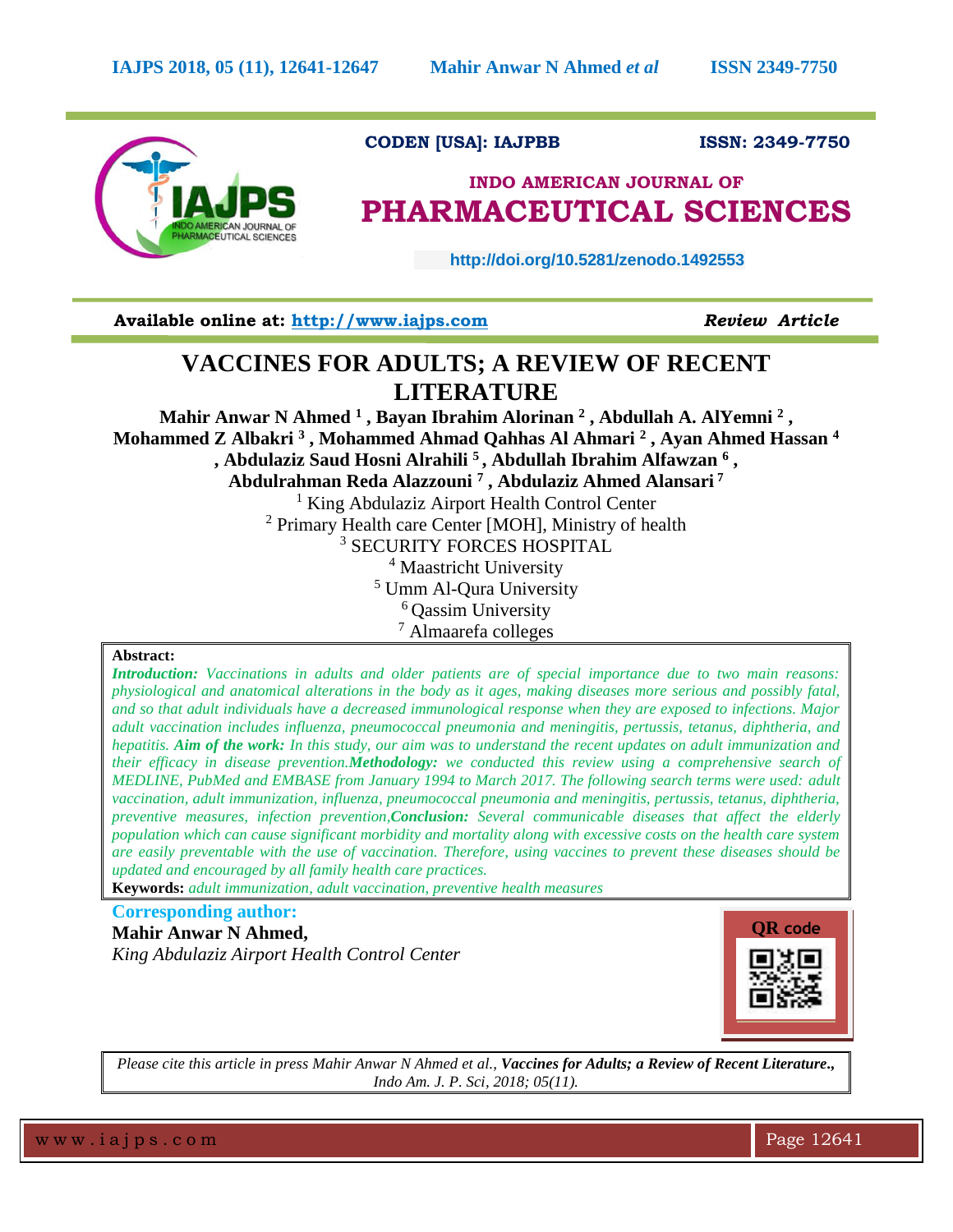CODEN [USA]: IAJPBB ISSN: 2349-7750

**INDO AMERICAN JOURNAL OF PHARMACEUTICAL SCIENCES**

http://doi.org/10.5281/zenodo.1492553

**Available online at: http://www.iajps.com** *Review Article*

# VACCINES FOR ADULTS; A REVIEW OF RECENT LITERATURE

**Mahir Anwar N Ahmed [1] , Bayan Ibrahim Alorinan [2] , Abdullah A. AlYemni [2] , Mohammed Z Albakri [3] , Mohammed Ahmad Qahhas Al Ahmari [2] , Ayan Ahmed Hassan [4] , Abdulaziz Saud Hosni Alrahili [5] , Abdullah Ibrahim Alfawzan [6] , Abdulrahman Reda Alazzouni [7] , Abdulaziz Ahmed Alansari [7]**

[1] King Abdulaziz Airport Health Control Center
[2] Primary Health care Center [MOH], Ministry of health
[3] SECURITY FORCES HOSPITAL
[4] Maastricht University
[5] Umm Al-Qura University
[6] Qassim University
[7] Almaarefa colleges

**Abstract:**

***Introduction:*** *Vaccinations in adults and older patients are of special importance due to two main reasons: physiological and anatomical alterations in the body as it ages, making diseases more serious and possibly fatal, and so that adult individuals have a decreased immunological response when they are exposed to infections. Major adult vaccination includes influenza, pneumococcal pneumonia and meningitis, pertussis, tetanus, diphtheria, and hepatitis.* ***Aim of the work:*** *In this study, our aim was to understand the recent updates on adult immunization and their efficacy in disease prevention.* ***Methodology:*** *we conducted this review using a comprehensive search of MEDLINE, PubMed and EMBASE from January 1994 to March 2017. The following search terms were used: adult vaccination, adult immunization, influenza, pneumococcal pneumonia and meningitis, pertussis, tetanus, diphtheria, preventive measures, infection prevention,* ***Conclusion:*** *Several communicable diseases that affect the elderly population which can cause significant morbidity and mortality along with excessive costs on the health care system are easily preventable with the use of vaccination. Therefore, using vaccines to prevent these diseases should be updated and encouraged by all family health care practices.*

**Keywords:** *adult immunization, adult vaccination, preventive health measures*

**Corresponding author:**

**Mahir Anwar N Ahmed,**
*King Abdulaziz Airport Health Control Center*

QR code

*Please cite this article in press Mahir Anwar N Ahmed et al.,* ***Vaccines for Adults; a Review of Recent Literature.,*** *Indo Am. J. P. Sci, 2018; 05(11).*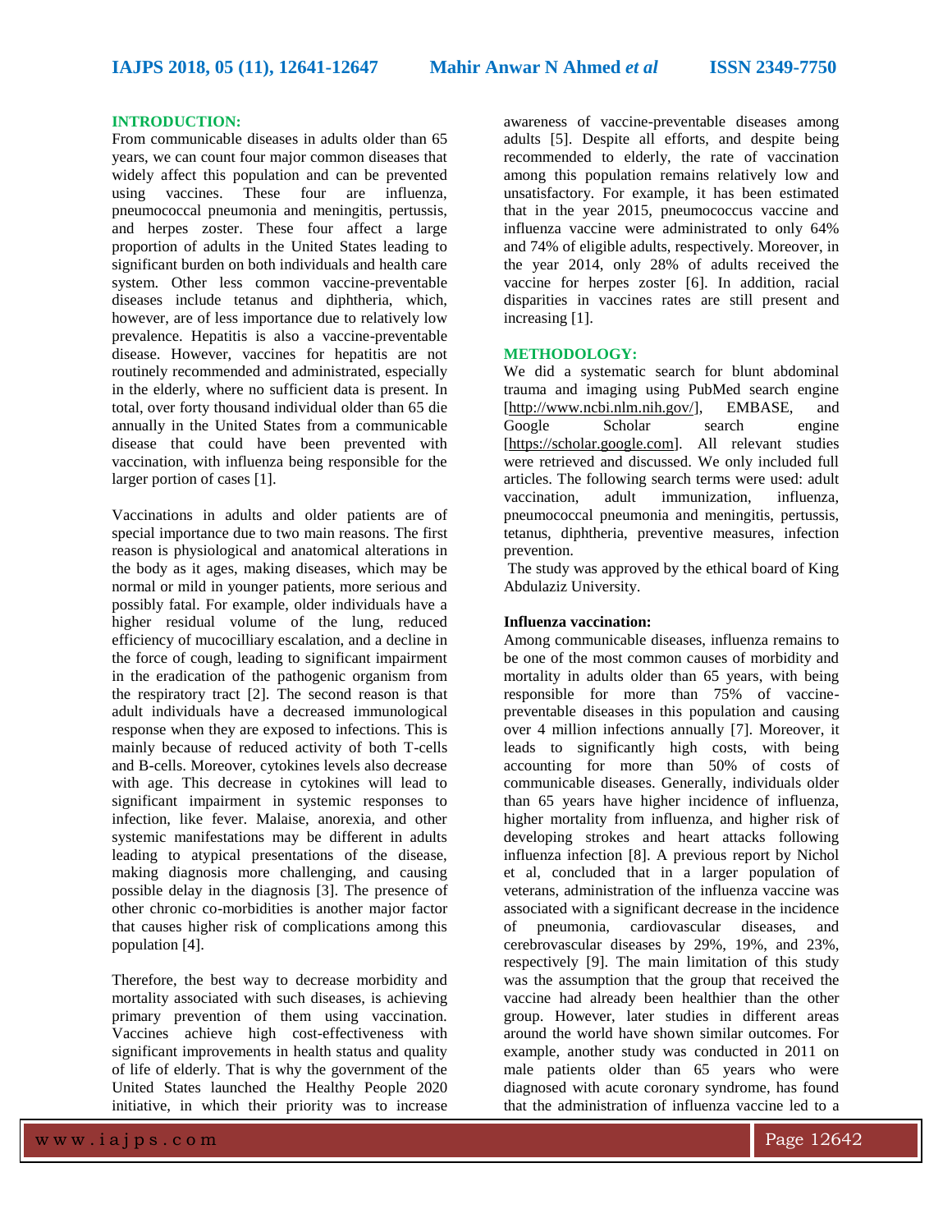## INTRODUCTION:

From communicable diseases in adults older than 65 years, we can count four major common diseases that widely affect this population and can be prevented using vaccines. These four are influenza, pneumococcal pneumonia and meningitis, pertussis, and herpes zoster. These four affect a large proportion of adults in the United States leading to significant burden on both individuals and health care system. Other less common vaccine-preventable diseases include tetanus and diphtheria, which, however, are of less importance due to relatively low prevalence. Hepatitis is also a vaccine-preventable disease. However, vaccines for hepatitis are not routinely recommended and administrated, especially in the elderly, where no sufficient data is present. In total, over forty thousand individual older than 65 die annually in the United States from a communicable disease that could have been prevented with vaccination, with influenza being responsible for the larger portion of cases [1].

Vaccinations in adults and older patients are of special importance due to two main reasons. The first reason is physiological and anatomical alterations in the body as it ages, making diseases, which may be normal or mild in younger patients, more serious and possibly fatal. For example, older individuals have a higher residual volume of the lung, reduced efficiency of mucocilliary escalation, and a decline in the force of cough, leading to significant impairment in the eradication of the pathogenic organism from the respiratory tract [2]. The second reason is that adult individuals have a decreased immunological response when they are exposed to infections. This is mainly because of reduced activity of both T-cells and B-cells. Moreover, cytokines levels also decrease with age. This decrease in cytokines will lead to significant impairment in systemic responses to infection, like fever. Malaise, anorexia, and other systemic manifestations may be different in adults leading to atypical presentations of the disease, making diagnosis more challenging, and causing possible delay in the diagnosis [3]. The presence of other chronic co-morbidities is another major factor that causes higher risk of complications among this population [4].

Therefore, the best way to decrease morbidity and mortality associated with such diseases, is achieving primary prevention of them using vaccination. Vaccines achieve high cost-effectiveness with significant improvements in health status and quality of life of elderly. That is why the government of the United States launched the Healthy People 2020 initiative, in which their priority was to increase awareness of vaccine-preventable diseases among adults [5]. Despite all efforts, and despite being recommended to elderly, the rate of vaccination among this population remains relatively low and unsatisfactory. For example, it has been estimated that in the year 2015, pneumococcus vaccine and influenza vaccine were administrated to only 64% and 74% of eligible adults, respectively. Moreover, in the year 2014, only 28% of adults received the vaccine for herpes zoster [6]. In addition, racial disparities in vaccines rates are still present and increasing [1].

## METHODOLOGY:

We did a systematic search for blunt abdominal trauma and imaging using PubMed search engine [http://www.ncbi.nlm.nih.gov/], EMBASE, and Google Scholar search engine [https://scholar.google.com]. All relevant studies were retrieved and discussed. We only included full articles. The following search terms were used: adult vaccination, adult immunization, influenza, pneumococcal pneumonia and meningitis, pertussis, tetanus, diphtheria, preventive measures, infection prevention.

The study was approved by the ethical board of King Abdulaziz University.

### Influenza vaccination:

Among communicable diseases, influenza remains to be one of the most common causes of morbidity and mortality in adults older than 65 years, with being responsible for more than 75% of vaccine-preventable diseases in this population and causing over 4 million infections annually [7]. Moreover, it leads to significantly high costs, with being accounting for more than 50% of costs of communicable diseases. Generally, individuals older than 65 years have higher incidence of influenza, higher mortality from influenza, and higher risk of developing strokes and heart attacks following influenza infection [8]. A previous report by Nichol et al, concluded that in a larger population of veterans, administration of the influenza vaccine was associated with a significant decrease in the incidence of pneumonia, cardiovascular diseases, and cerebrovascular diseases by 29%, 19%, and 23%, respectively [9]. The main limitation of this study was the assumption that the group that received the vaccine had already been healthier than the other group. However, later studies in different areas around the world have shown similar outcomes. For example, another study was conducted in 2011 on male patients older than 65 years who were diagnosed with acute coronary syndrome, has found that the administration of influenza vaccine led to a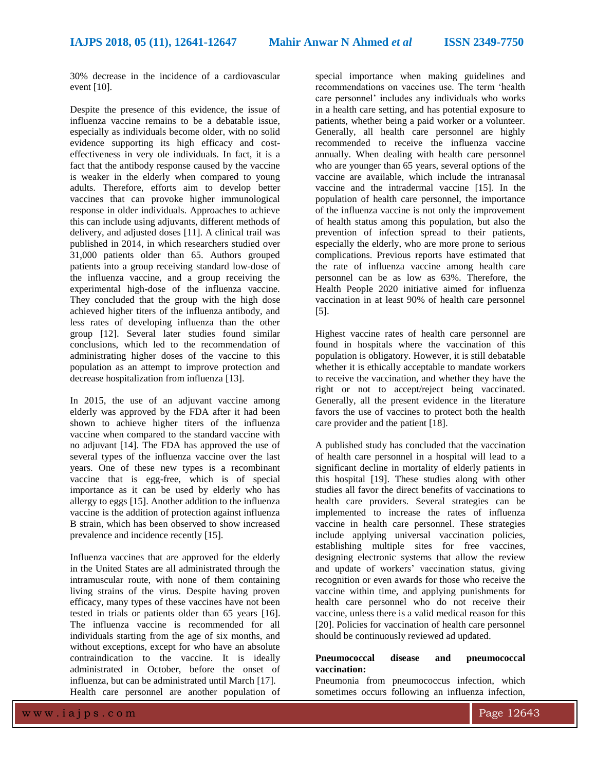30% decrease in the incidence of a cardiovascular event [10].

Despite the presence of this evidence, the issue of influenza vaccine remains to be a debatable issue, especially as individuals become older, with no solid evidence supporting its high efficacy and cost-effectiveness in very ole individuals. In fact, it is a fact that the antibody response caused by the vaccine is weaker in the elderly when compared to young adults. Therefore, efforts aim to develop better vaccines that can provoke higher immunological response in older individuals. Approaches to achieve this can include using adjuvants, different methods of delivery, and adjusted doses [11]. A clinical trail was published in 2014, in which researchers studied over 31,000 patients older than 65. Authors grouped patients into a group receiving standard low-dose of the influenza vaccine, and a group receiving the experimental high-dose of the influenza vaccine. They concluded that the group with the high dose achieved higher titers of the influenza antibody, and less rates of developing influenza than the other group [12]. Several later studies found similar conclusions, which led to the recommendation of administrating higher doses of the vaccine to this population as an attempt to improve protection and decrease hospitalization from influenza [13].

In 2015, the use of an adjuvant vaccine among elderly was approved by the FDA after it had been shown to achieve higher titers of the influenza vaccine when compared to the standard vaccine with no adjuvant [14]. The FDA has approved the use of several types of the influenza vaccine over the last years. One of these new types is a recombinant vaccine that is egg-free, which is of special importance as it can be used by elderly who has allergy to eggs [15]. Another addition to the influenza vaccine is the addition of protection against influenza B strain, which has been observed to show increased prevalence and incidence recently [15].

Influenza vaccines that are approved for the elderly in the United States are all administrated through the intramuscular route, with none of them containing living strains of the virus. Despite having proven efficacy, many types of these vaccines have not been tested in trials or patients older than 65 years [16]. The influenza vaccine is recommended for all individuals starting from the age of six months, and without exceptions, except for who have an absolute contraindication to the vaccine. It is ideally administrated in October, before the onset of influenza, but can be administrated until March [17]. Health care personnel are another population of special importance when making guidelines and recommendations on vaccines use. The term 'health care personnel' includes any individuals who works in a health care setting, and has potential exposure to patients, whether being a paid worker or a volunteer. Generally, all health care personnel are highly recommended to receive the influenza vaccine annually. When dealing with health care personnel who are younger than 65 years, several options of the vaccine are available, which include the intranasal vaccine and the intradermal vaccine [15]. In the population of health care personnel, the importance of the influenza vaccine is not only the improvement of health status among this population, but also the prevention of infection spread to their patients, especially the elderly, who are more prone to serious complications. Previous reports have estimated that the rate of influenza vaccine among health care personnel can be as low as 63%. Therefore, the Health People 2020 initiative aimed for influenza vaccination in at least 90% of health care personnel [5].

Highest vaccine rates of health care personnel are found in hospitals where the vaccination of this population is obligatory. However, it is still debatable whether it is ethically acceptable to mandate workers to receive the vaccination, and whether they have the right or not to accept/reject being vaccinated. Generally, all the present evidence in the literature favors the use of vaccines to protect both the health care provider and the patient [18].

A published study has concluded that the vaccination of health care personnel in a hospital will lead to a significant decline in mortality of elderly patients in this hospital [19]. These studies along with other studies all favor the direct benefits of vaccinations to health care providers. Several strategies can be implemented to increase the rates of influenza vaccine in health care personnel. These strategies include applying universal vaccination policies, establishing multiple sites for free vaccines, designing electronic systems that allow the review and update of workers' vaccination status, giving recognition or even awards for those who receive the vaccine within time, and applying punishments for health care personnel who do not receive their vaccine, unless there is a valid medical reason for this [20]. Policies for vaccination of health care personnel should be continuously reviewed ad updated.

**Pneumococcal disease and pneumococcal vaccination:**

Pneumonia from pneumococcus infection, which sometimes occurs following an influenza infection,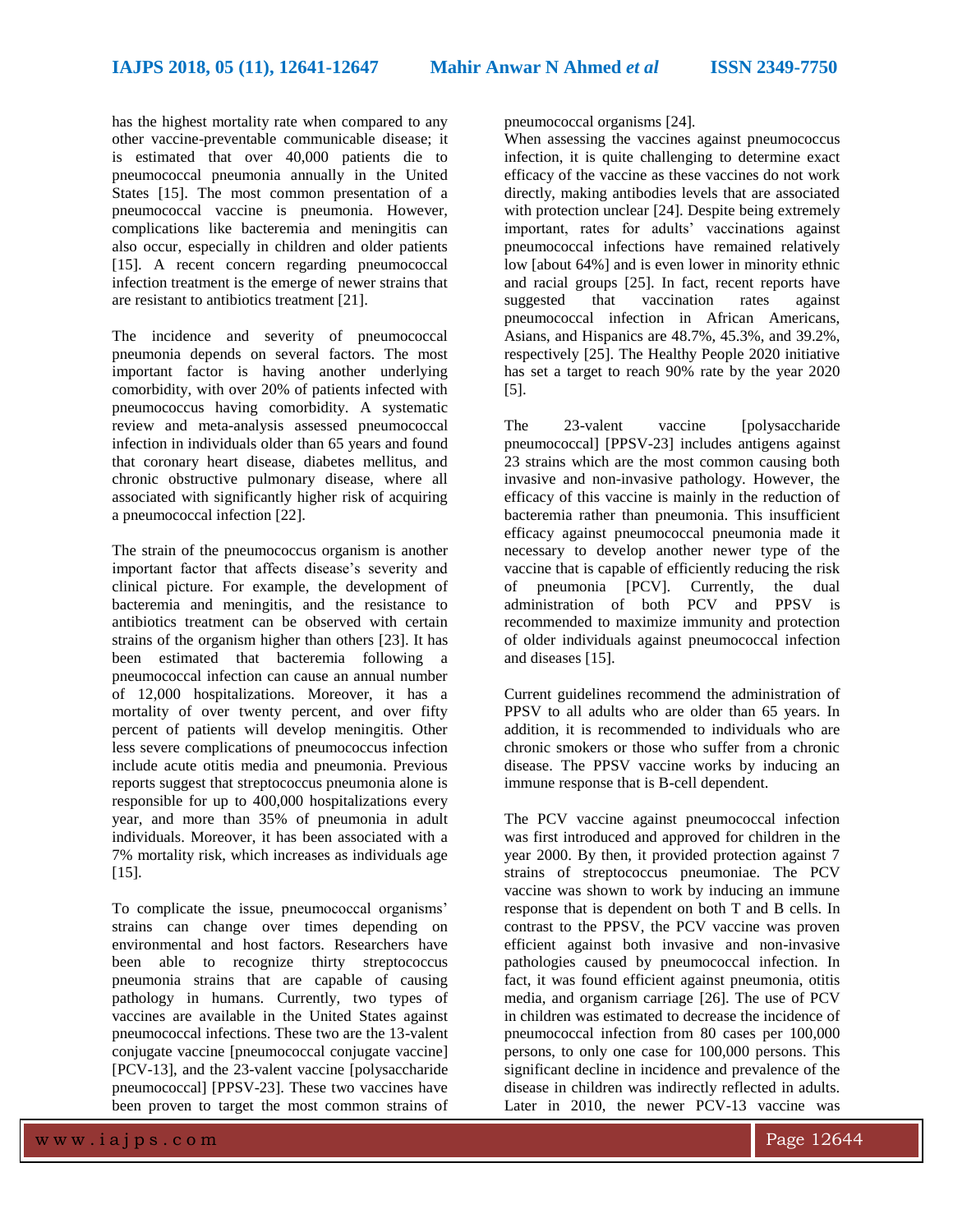has the highest mortality rate when compared to any other vaccine-preventable communicable disease; it is estimated that over 40,000 patients die to pneumococcal pneumonia annually in the United States [15]. The most common presentation of a pneumococcal vaccine is pneumonia. However, complications like bacteremia and meningitis can also occur, especially in children and older patients [15]. A recent concern regarding pneumococcal infection treatment is the emerge of newer strains that are resistant to antibiotics treatment [21].

The incidence and severity of pneumococcal pneumonia depends on several factors. The most important factor is having another underlying comorbidity, with over 20% of patients infected with pneumococcus having comorbidity. A systematic review and meta-analysis assessed pneumococcal infection in individuals older than 65 years and found that coronary heart disease, diabetes mellitus, and chronic obstructive pulmonary disease, where all associated with significantly higher risk of acquiring a pneumococcal infection [22].

The strain of the pneumococcus organism is another important factor that affects disease's severity and clinical picture. For example, the development of bacteremia and meningitis, and the resistance to antibiotics treatment can be observed with certain strains of the organism higher than others [23]. It has been estimated that bacteremia following a pneumococcal infection can cause an annual number of 12,000 hospitalizations. Moreover, it has a mortality of over twenty percent, and over fifty percent of patients will develop meningitis. Other less severe complications of pneumococcus infection include acute otitis media and pneumonia. Previous reports suggest that streptococcus pneumonia alone is responsible for up to 400,000 hospitalizations every year, and more than 35% of pneumonia in adult individuals. Moreover, it has been associated with a 7% mortality risk, which increases as individuals age [15].

To complicate the issue, pneumococcal organisms' strains can change over times depending on environmental and host factors. Researchers have been able to recognize thirty streptococcus pneumonia strains that are capable of causing pathology in humans. Currently, two types of vaccines are available in the United States against pneumococcal infections. These two are the 13-valent conjugate vaccine [pneumococcal conjugate vaccine] [PCV-13], and the 23-valent vaccine [polysaccharide pneumococcal] [PPSV-23]. These two vaccines have been proven to target the most common strains of pneumococcal organisms [24].

When assessing the vaccines against pneumococcus infection, it is quite challenging to determine exact efficacy of the vaccine as these vaccines do not work directly, making antibodies levels that are associated with protection unclear [24]. Despite being extremely important, rates for adults' vaccinations against pneumococcal infections have remained relatively low [about 64%] and is even lower in minority ethnic and racial groups [25]. In fact, recent reports have suggested that vaccination rates against pneumococcal infection in African Americans, Asians, and Hispanics are 48.7%, 45.3%, and 39.2%, respectively [25]. The Healthy People 2020 initiative has set a target to reach 90% rate by the year 2020 [5].

The 23-valent vaccine [polysaccharide pneumococcal] [PPSV-23] includes antigens against 23 strains which are the most common causing both invasive and non-invasive pathology. However, the efficacy of this vaccine is mainly in the reduction of bacteremia rather than pneumonia. This insufficient efficacy against pneumococcal pneumonia made it necessary to develop another newer type of the vaccine that is capable of efficiently reducing the risk of pneumonia [PCV]. Currently, the dual administration of both PCV and PPSV is recommended to maximize immunity and protection of older individuals against pneumococcal infection and diseases [15].

Current guidelines recommend the administration of PPSV to all adults who are older than 65 years. In addition, it is recommended to individuals who are chronic smokers or those who suffer from a chronic disease. The PPSV vaccine works by inducing an immune response that is B-cell dependent.

The PCV vaccine against pneumococcal infection was first introduced and approved for children in the year 2000. By then, it provided protection against 7 strains of streptococcus pneumoniae. The PCV vaccine was shown to work by inducing an immune response that is dependent on both T and B cells. In contrast to the PPSV, the PCV vaccine was proven efficient against both invasive and non-invasive pathologies caused by pneumococcal infection. In fact, it was found efficient against pneumonia, otitis media, and organism carriage [26]. The use of PCV in children was estimated to decrease the incidence of pneumococcal infection from 80 cases per 100,000 persons, to only one case for 100,000 persons. This significant decline in incidence and prevalence of the disease in children was indirectly reflected in adults. Later in 2010, the newer PCV-13 vaccine was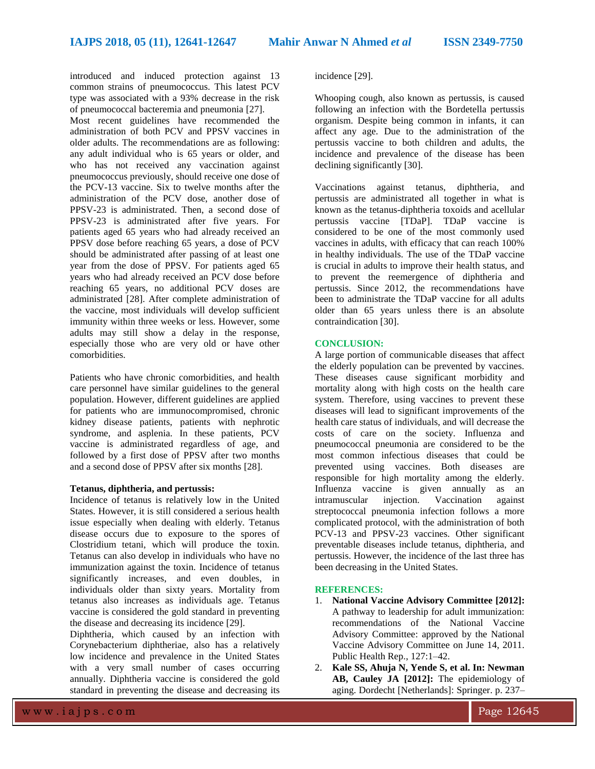introduced and induced protection against 13 common strains of pneumococcus. This latest PCV type was associated with a 93% decrease in the risk of pneumococcal bacteremia and pneumonia [27].

Most recent guidelines have recommended the administration of both PCV and PPSV vaccines in older adults. The recommendations are as following: any adult individual who is 65 years or older, and who has not received any vaccination against pneumococcus previously, should receive one dose of the PCV-13 vaccine. Six to twelve months after the administration of the PCV dose, another dose of PPSV-23 is administrated. Then, a second dose of PPSV-23 is administrated after five years. For patients aged 65 years who had already received an PPSV dose before reaching 65 years, a dose of PCV should be administrated after passing of at least one year from the dose of PPSV. For patients aged 65 years who had already received an PCV dose before reaching 65 years, no additional PCV doses are administrated [28]. After complete administration of the vaccine, most individuals will develop sufficient immunity within three weeks or less. However, some adults may still show a delay in the response, especially those who are very old or have other comorbidities.

Patients who have chronic comorbidities, and health care personnel have similar guidelines to the general population. However, different guidelines are applied for patients who are immunocompromised, chronic kidney disease patients, patients with nephrotic syndrome, and asplenia. In these patients, PCV vaccine is administrated regardless of age, and followed by a first dose of PPSV after two months and a second dose of PPSV after six months [28].

**Tetanus, diphtheria, and pertussis:**

Incidence of tetanus is relatively low in the United States. However, it is still considered a serious health issue especially when dealing with elderly. Tetanus disease occurs due to exposure to the spores of Clostridium tetani, which will produce the toxin. Tetanus can also develop in individuals who have no immunization against the toxin. Incidence of tetanus significantly increases, and even doubles, in individuals older than sixty years. Mortality from tetanus also increases as individuals age. Tetanus vaccine is considered the gold standard in preventing the disease and decreasing its incidence [29].

Diphtheria, which caused by an infection with Corynebacterium diphtheriae, also has a relatively low incidence and prevalence in the United States with a very small number of cases occurring annually. Diphtheria vaccine is considered the gold standard in preventing the disease and decreasing its incidence [29].

Whooping cough, also known as pertussis, is caused following an infection with the Bordetella pertussis organism. Despite being common in infants, it can affect any age. Due to the administration of the pertussis vaccine to both children and adults, the incidence and prevalence of the disease has been declining significantly [30].

Vaccinations against tetanus, diphtheria, and pertussis are administrated all together in what is known as the tetanus-diphtheria toxoids and acellular pertussis vaccine [TDaP]. TDaP vaccine is considered to be one of the most commonly used vaccines in adults, with efficacy that can reach 100% in healthy individuals. The use of the TDaP vaccine is crucial in adults to improve their health status, and to prevent the reemergence of diphtheria and pertussis. Since 2012, the recommendations have been to administrate the TDaP vaccine for all adults older than 65 years unless there is an absolute contraindication [30].

## CONCLUSION:

A large portion of communicable diseases that affect the elderly population can be prevented by vaccines. These diseases cause significant morbidity and mortality along with high costs on the health care system. Therefore, using vaccines to prevent these diseases will lead to significant improvements of the health care status of individuals, and will decrease the costs of care on the society. Influenza and pneumococcal pneumonia are considered to be the most common infectious diseases that could be prevented using vaccines. Both diseases are responsible for high mortality among the elderly. Influenza vaccine is given annually as an intramuscular injection. Vaccination against streptococcal pneumonia infection follows a more complicated protocol, with the administration of both PCV-13 and PPSV-23 vaccines. Other significant preventable diseases include tetanus, diphtheria, and pertussis. However, the incidence of the last three has been decreasing in the United States.

## REFERENCES:

1. **National Vaccine Advisory Committee [2012]:** A pathway to leadership for adult immunization: recommendations of the National Vaccine Advisory Committee: approved by the National Vaccine Advisory Committee on June 14, 2011. Public Health Rep., 127:1–42.
2. **Kale SS, Ahuja N, Yende S, et al. In: Newman AB, Cauley JA [2012]:** The epidemiology of aging. Dordecht [Netherlands]: Springer. p. 237–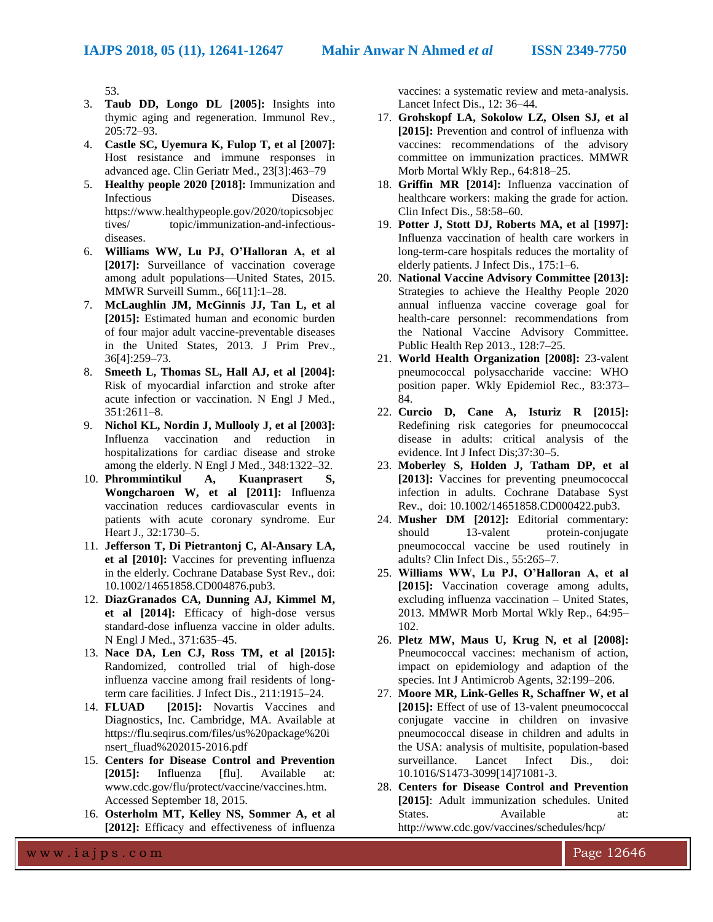53.

3. **Taub DD, Longo DL [2005]:** Insights into thymic aging and regeneration. Immunol Rev., 205:72–93.
4. **Castle SC, Uyemura K, Fulop T, et al [2007]:** Host resistance and immune responses in advanced age. Clin Geriatr Med., 23[3]:463–79
5. **Healthy people 2020 [2018]:** Immunization and Infectious Diseases. https://www.healthypeople.gov/2020/topicsobjectives/ topic/immunization-and-infectious-diseases.
6. **Williams WW, Lu PJ, O'Halloran A, et al [2017]:** Surveillance of vaccination coverage among adult populations—United States, 2015. MMWR Surveill Summ., 66[11]:1–28.
7. **McLaughlin JM, McGinnis JJ, Tan L, et al [2015]:** Estimated human and economic burden of four major adult vaccine-preventable diseases in the United States, 2013. J Prim Prev., 36[4]:259–73.
8. **Smeeth L, Thomas SL, Hall AJ, et al [2004]:** Risk of myocardial infarction and stroke after acute infection or vaccination. N Engl J Med., 351:2611–8.
9. **Nichol KL, Nordin J, Mullooly J, et al [2003]:** Influenza vaccination and reduction in hospitalizations for cardiac disease and stroke among the elderly. N Engl J Med., 348:1322–32.
10. **Phrommintikul A, Kuanprasert S, Wongcharoen W, et al [2011]:** Influenza vaccination reduces cardiovascular events in patients with acute coronary syndrome. Eur Heart J., 32:1730–5.
11. **Jefferson T, Di Pietrantonj C, Al-Ansary LA, et al [2010]:** Vaccines for preventing influenza in the elderly. Cochrane Database Syst Rev., doi: 10.1002/14651858.CD004876.pub3.
12. **DiazGranados CA, Dunning AJ, Kimmel M, et al [2014]:** Efficacy of high-dose versus standard-dose influenza vaccine in older adults. N Engl J Med., 371:635–45.
13. **Nace DA, Len CJ, Ross TM, et al [2015]:** Randomized, controlled trial of high-dose influenza vaccine among frail residents of long-term care facilities. J Infect Dis., 211:1915–24.
14. **FLUAD [2015]:** Novartis Vaccines and Diagnostics, Inc. Cambridge, MA. Available at https://flu.seqirus.com/files/us%20package%20insert_fluad%202015-2016.pdf
15. **Centers for Disease Control and Prevention [2015]:** Influenza [flu]. Available at: www.cdc.gov/flu/protect/vaccine/vaccines.htm. Accessed September 18, 2015.
16. **Osterholm MT, Kelley NS, Sommer A, et al [2012]:** Efficacy and effectiveness of influenza vaccines: a systematic review and meta-analysis. Lancet Infect Dis., 12: 36–44.
17. **Grohskopf LA, Sokolow LZ, Olsen SJ, et al [2015]:** Prevention and control of influenza with vaccines: recommendations of the advisory committee on immunization practices. MMWR Morb Mortal Wkly Rep., 64:818–25.
18. **Griffin MR [2014]:** Influenza vaccination of healthcare workers: making the grade for action. Clin Infect Dis., 58:58–60.
19. **Potter J, Stott DJ, Roberts MA, et al [1997]:** Influenza vaccination of health care workers in long-term-care hospitals reduces the mortality of elderly patients. J Infect Dis., 175:1–6.
20. **National Vaccine Advisory Committee [2013]:** Strategies to achieve the Healthy People 2020 annual influenza vaccine coverage goal for health-care personnel: recommendations from the National Vaccine Advisory Committee. Public Health Rep 2013., 128:7–25.
21. **World Health Organization [2008]:** 23-valent pneumococcal polysaccharide vaccine: WHO position paper. Wkly Epidemiol Rec., 83:373–84.
22. **Curcio D, Cane A, Isturiz R [2015]:** Redefining risk categories for pneumococcal disease in adults: critical analysis of the evidence. Int J Infect Dis;37:30–5.
23. **Moberley S, Holden J, Tatham DP, et al [2013]:** Vaccines for preventing pneumococcal infection in adults. Cochrane Database Syst Rev., doi: 10.1002/14651858.CD000422.pub3.
24. **Musher DM [2012]:** Editorial commentary: should 13-valent protein-conjugate pneumococcal vaccine be used routinely in adults? Clin Infect Dis., 55:265–7.
25. **Williams WW, Lu PJ, O'Halloran A, et al [2015]:** Vaccination coverage among adults, excluding influenza vaccination – United States, 2013. MMWR Morb Mortal Wkly Rep., 64:95–102.
26. **Pletz MW, Maus U, Krug N, et al [2008]:** Pneumococcal vaccines: mechanism of action, impact on epidemiology and adaption of the species. Int J Antimicrob Agents, 32:199–206.
27. **Moore MR, Link-Gelles R, Schaffner W, et al [2015]:** Effect of use of 13-valent pneumococcal conjugate vaccine in children on invasive pneumococcal disease in children and adults in the USA: analysis of multisite, population-based surveillance. Lancet Infect Dis., doi: 10.1016/S1473-3099[14]71081-3.
28. **Centers for Disease Control and Prevention [2015]**: Adult immunization schedules. United States. Available at: http://www.cdc.gov/vaccines/schedules/hcp/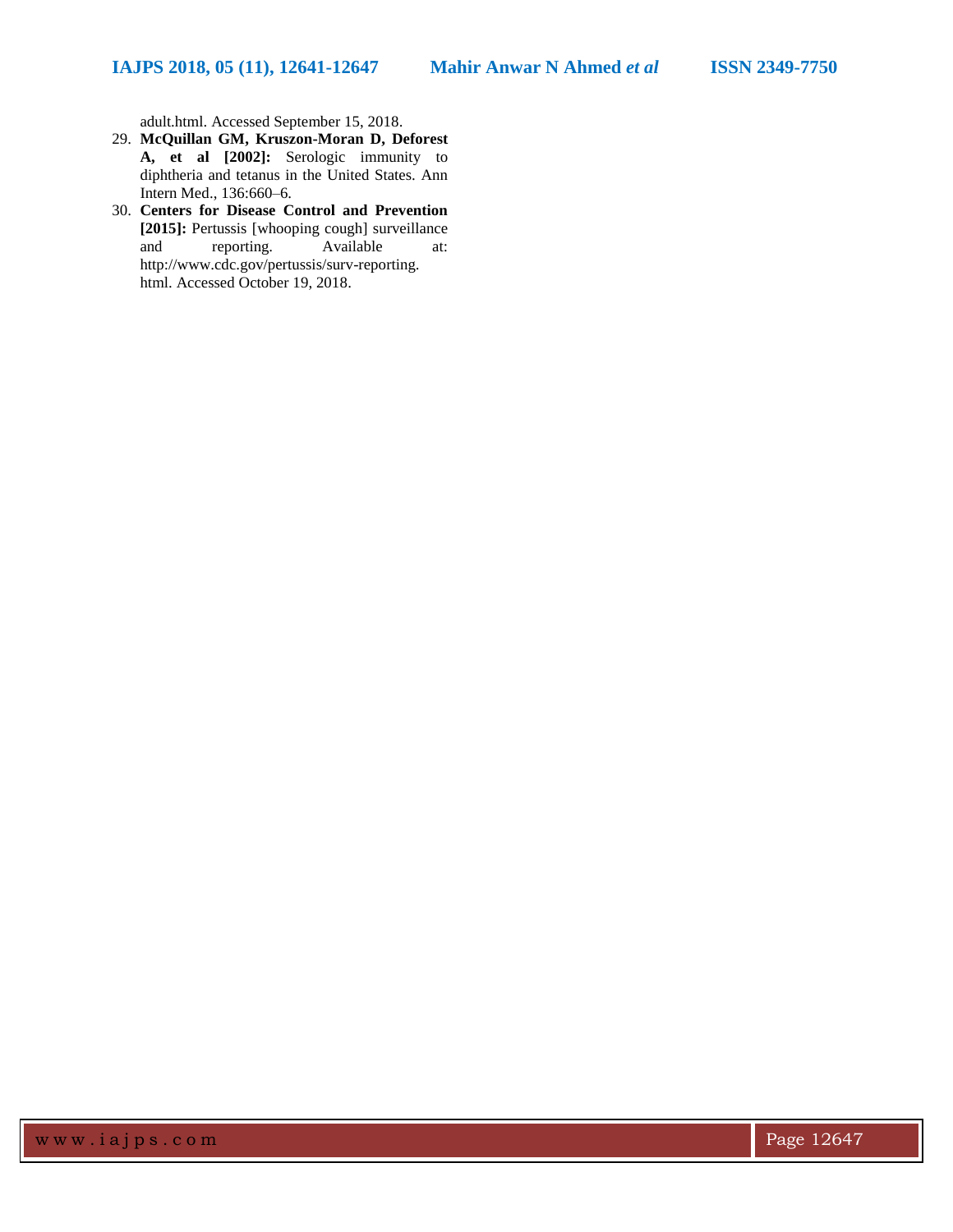adult.html. Accessed September 15, 2018.

29. **McQuillan GM, Kruszon-Moran D, Deforest A, et al [2002]:** Serologic immunity to diphtheria and tetanus in the United States. Ann Intern Med., 136:660–6.
30. **Centers for Disease Control and Prevention [2015]:** Pertussis [whooping cough] surveillance and reporting. Available at: http://www.cdc.gov/pertussis/surv-reporting.html. Accessed October 19, 2018.